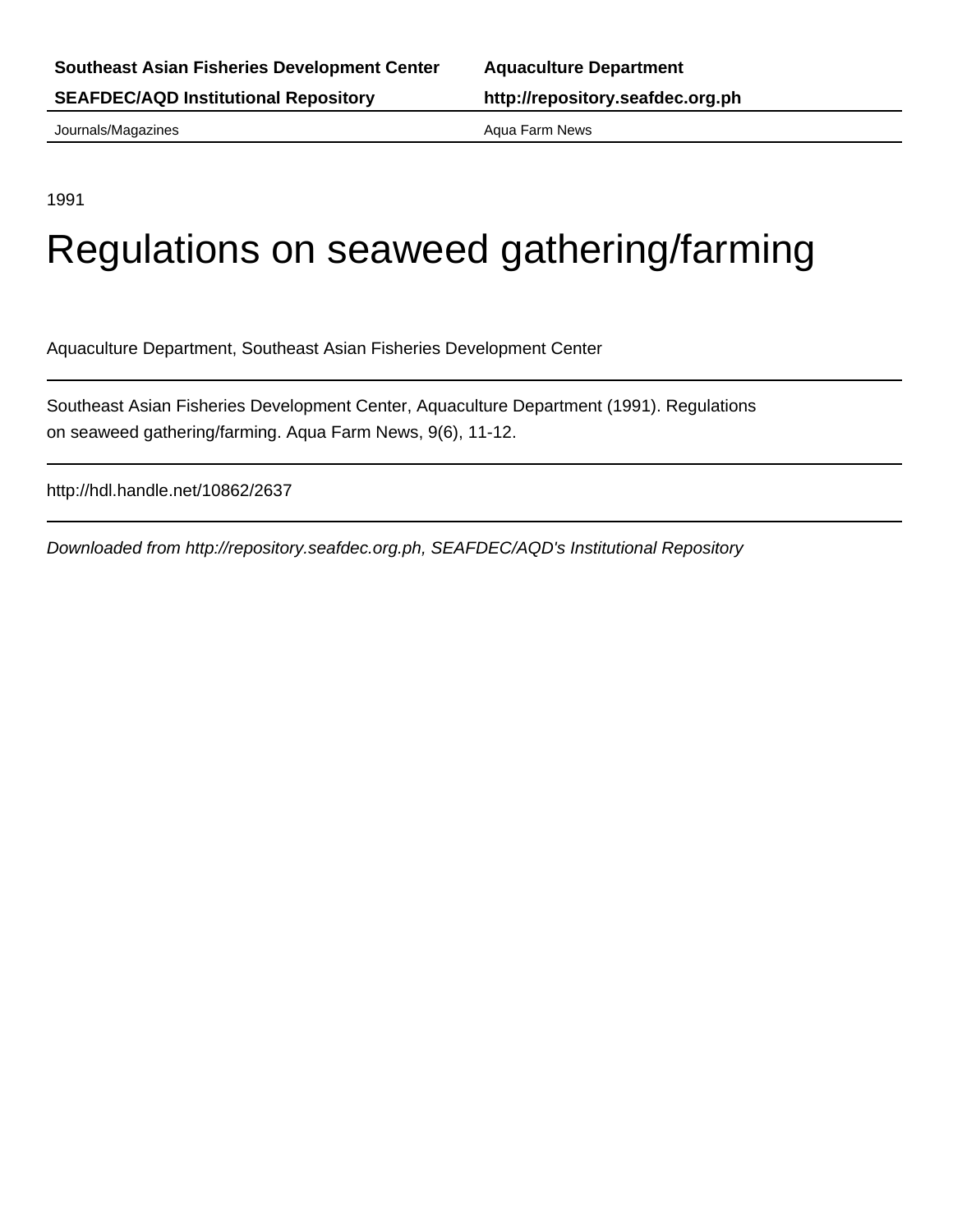Southeast Asian Fisheries Development Center | Aquaculture Department

SEAFDEC/AQD Institutional Repository | http://repository.seafdec.org.ph

Journals/Magazines | Aqua Farm News

1991

# Regulations on seaweed gathering/farming

Aquaculture Department, Southeast Asian Fisheries Development Center

---

Southeast Asian Fisheries Development Center, Aquaculture Department (1991). Regulations on seaweed gathering/farming. Aqua Farm News, 9(6), 11-12.

---

http://hdl.handle.net/10862/2637

---

*Downloaded from http://repository.seafdec.org.ph, SEAFDEC/AQD's Institutional Repository*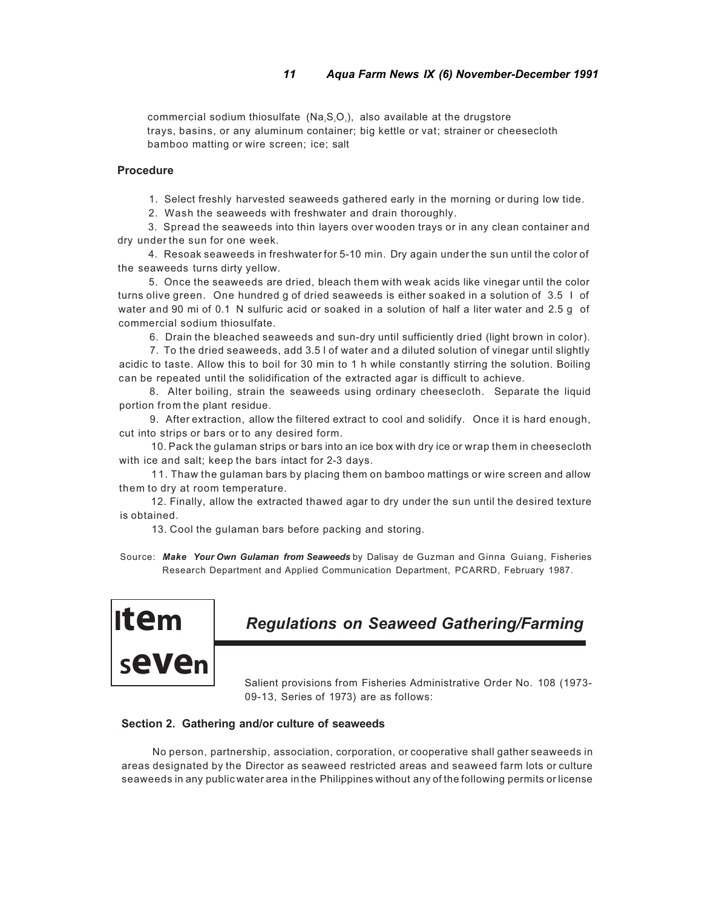commercial sodium thiosulfate ($Na_2S_2O_3$), also available at the drugstore
trays, basins, or any aluminum container; big kettle or vat; strainer or cheesecloth
bamboo matting or wire screen; ice; salt

### Procedure

1. Select freshly harvested seaweeds gathered early in the morning or during low tide.
2. Wash the seaweeds with freshwater and drain thoroughly.
3. Spread the seaweeds into thin layers over wooden trays or in any clean container and dry under the sun for one week.
4. Resoak seaweeds in freshwater for 5-10 min. Dry again under the sun until the color of the seaweeds turns dirty yellow.
5. Once the seaweeds are dried, bleach them with weak acids like vinegar until the color turns olive green. One hundred g of dried seaweeds is either soaked in a solution of 3.5 I of water and 90 mi of 0.1 N sulfuric acid or soaked in a solution of half a liter water and 2.5 g of commercial sodium thiosulfate.
6. Drain the bleached seaweeds and sun-dry until sufficiently dried (light brown in color).
7. To the dried seaweeds, add 3.5 l of water and a diluted solution of vinegar until slightly acidic to taste. Allow this to boil for 30 min to 1 h while constantly stirring the solution. Boiling can be repeated until the solidification of the extracted agar is difficult to achieve.
8. Alter boiling, strain the seaweeds using ordinary cheesecloth. Separate the liquid portion from the plant residue.
9. After extraction, allow the filtered extract to cool and solidify. Once it is hard enough, cut into strips or bars or to any desired form.
10. Pack the gulaman strips or bars into an ice box with dry ice or wrap them in cheesecloth with ice and salt; keep the bars intact for 2-3 days.
11. Thaw the gulaman bars by placing them on bamboo mattings or wire screen and allow them to dry at room temperature.
12. Finally, allow the extracted thawed agar to dry under the sun until the desired texture is obtained.
13. Cool the gulaman bars before packing and storing.

Source: ***Make Your Own Gulaman from Seaweeds*** by Dalisay de Guzman and Ginna Guiang, Fisheries Research Department and Applied Communication Department, PCARRD, February 1987.

## Item seven

## *Regulations on Seaweed Gathering/Farming*

Salient provisions from Fisheries Administrative Order No. 108 (1973-09-13, Series of 1973) are as follows:

### Section 2. Gathering and/or culture of seaweeds

No person, partnership, association, corporation, or cooperative shall gather seaweeds in areas designated by the Director as seaweed restricted areas and seaweed farm lots or culture seaweeds in any public water area in the Philippines without any of the following permits or license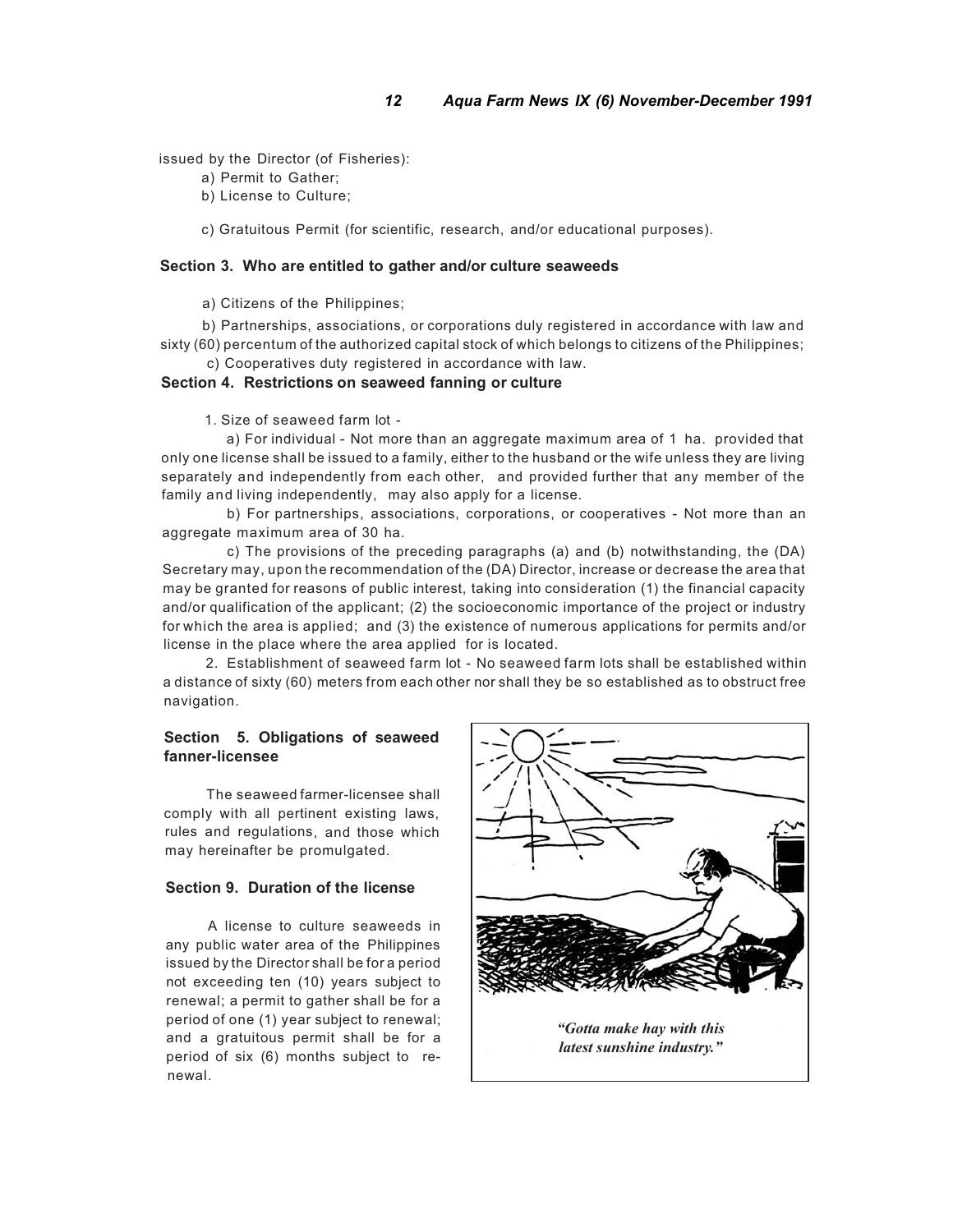issued by the Director (of Fisheries):

a) Permit to Gather;

b) License to Culture;

c) Gratuitous Permit (for scientific, research, and/or educational purposes).

**Section 3. Who are entitled to gather and/or culture seaweeds**

a) Citizens of the Philippines;

b) Partnerships, associations, or corporations duly registered in accordance with law and sixty (60) percentum of the authorized capital stock of which belongs to citizens of the Philippines;

c) Cooperatives duty registered in accordance with law.

**Section 4. Restrictions on seaweed fanning or culture**

1. Size of seaweed farm lot -

a) For individual - Not more than an aggregate maximum area of 1 ha. provided that only one license shall be issued to a family, either to the husband or the wife unless they are living separately and independently from each other, and provided further that any member of the family and living independently, may also apply for a license.

b) For partnerships, associations, corporations, or cooperatives - Not more than an aggregate maximum area of 30 ha.

c) The provisions of the preceding paragraphs (a) and (b) notwithstanding, the (DA) Secretary may, upon the recommendation of the (DA) Director, increase or decrease the area that may be granted for reasons of public interest, taking into consideration (1) the financial capacity and/or qualification of the applicant; (2) the socioeconomic importance of the project or industry for which the area is applied; and (3) the existence of numerous applications for permits and/or license in the place where the area applied for is located.

2. Establishment of seaweed farm lot - No seaweed farm lots shall be established within a distance of sixty (60) meters from each other nor shall they be so established as to obstruct free navigation.

**Section 5. Obligations of seaweed fanner-licensee**

The seaweed farmer-licensee shall comply with all pertinent existing laws, rules and regulations, and those which may hereinafter be promulgated.

**Section 9. Duration of the license**

A license to culture seaweeds in any public water area of the Philippines issued by the Director shall be for a period not exceeding ten (10) years subject to renewal; a permit to gather shall be for a period of one (1) year subject to renewal; and a gratuitous permit shall be for a period of six (6) months subject to renewal.

*"Gotta make hay with this latest sunshine industry."*